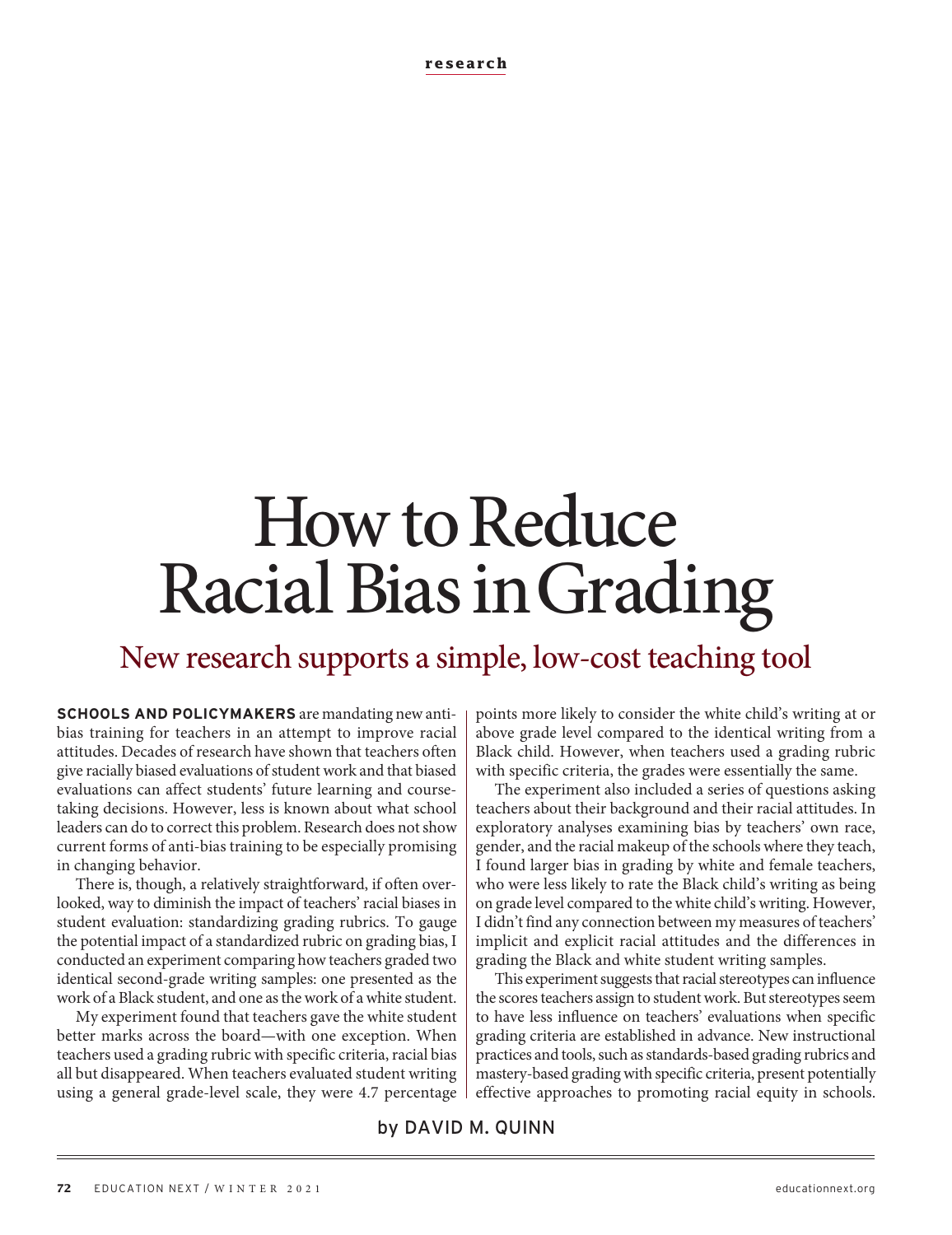research

# How to Reduce Racial Bias in Grading

## New research supports a simple, low-cost teaching tool

by DAVID M. QUINN

**SCHOOLS AND POLICYMAKERS** are mandating new anti-bias training for teachers in an attempt to improve racial attitudes. Decades of research have shown that teachers often give racially biased evaluations of student work and that biased evaluations can affect students' future learning and course-taking decisions. However, less is known about what school leaders can do to correct this problem. Research does not show current forms of anti-bias training to be especially promising in changing behavior.

There is, though, a relatively straightforward, if often overlooked, way to diminish the impact of teachers' racial biases in student evaluation: standardizing grading rubrics. To gauge the potential impact of a standardized rubric on grading bias, I conducted an experiment comparing how teachers graded two identical second-grade writing samples: one presented as the work of a Black student, and one as the work of a white student.

My experiment found that teachers gave the white student better marks across the board—with one exception. When teachers used a grading rubric with specific criteria, racial bias all but disappeared. When teachers evaluated student writing using a general grade-level scale, they were 4.7 percentage points more likely to consider the white child's writing at or above grade level compared to the identical writing from a Black child. However, when teachers used a grading rubric with specific criteria, the grades were essentially the same.

The experiment also included a series of questions asking teachers about their background and their racial attitudes. In exploratory analyses examining bias by teachers' own race, gender, and the racial makeup of the schools where they teach, I found larger bias in grading by white and female teachers, who were less likely to rate the Black child's writing as being on grade level compared to the white child's writing. However, I didn't find any connection between my measures of teachers' implicit and explicit racial attitudes and the differences in grading the Black and white student writing samples.

This experiment suggests that racial stereotypes can influence the scores teachers assign to student work. But stereotypes seem to have less influence on teachers' evaluations when specific grading criteria are established in advance. New instructional practices and tools, such as standards-based grading rubrics and mastery-based grading with specific criteria, present potentially effective approaches to promoting racial equity in schools.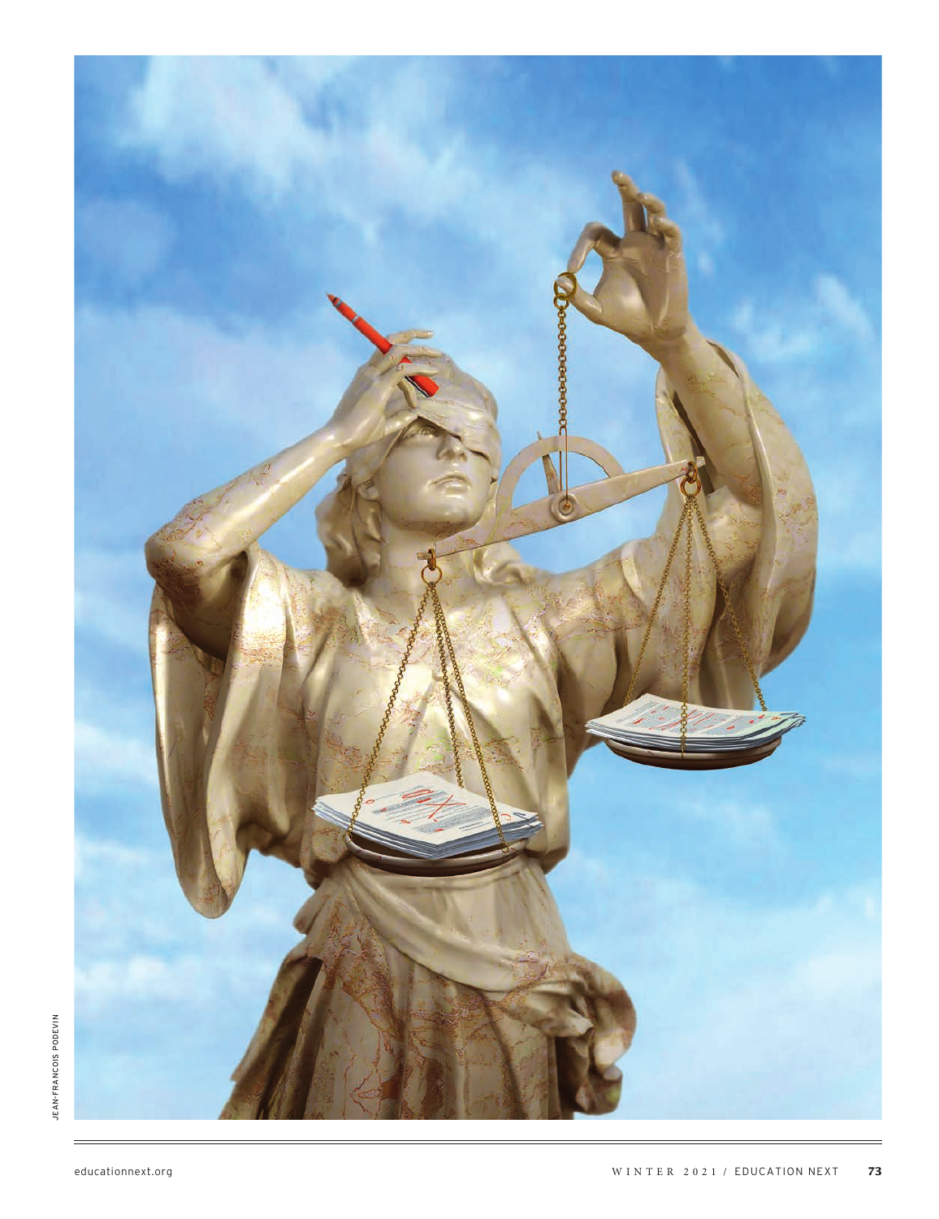JEAN-FRANCOIS PODEVIN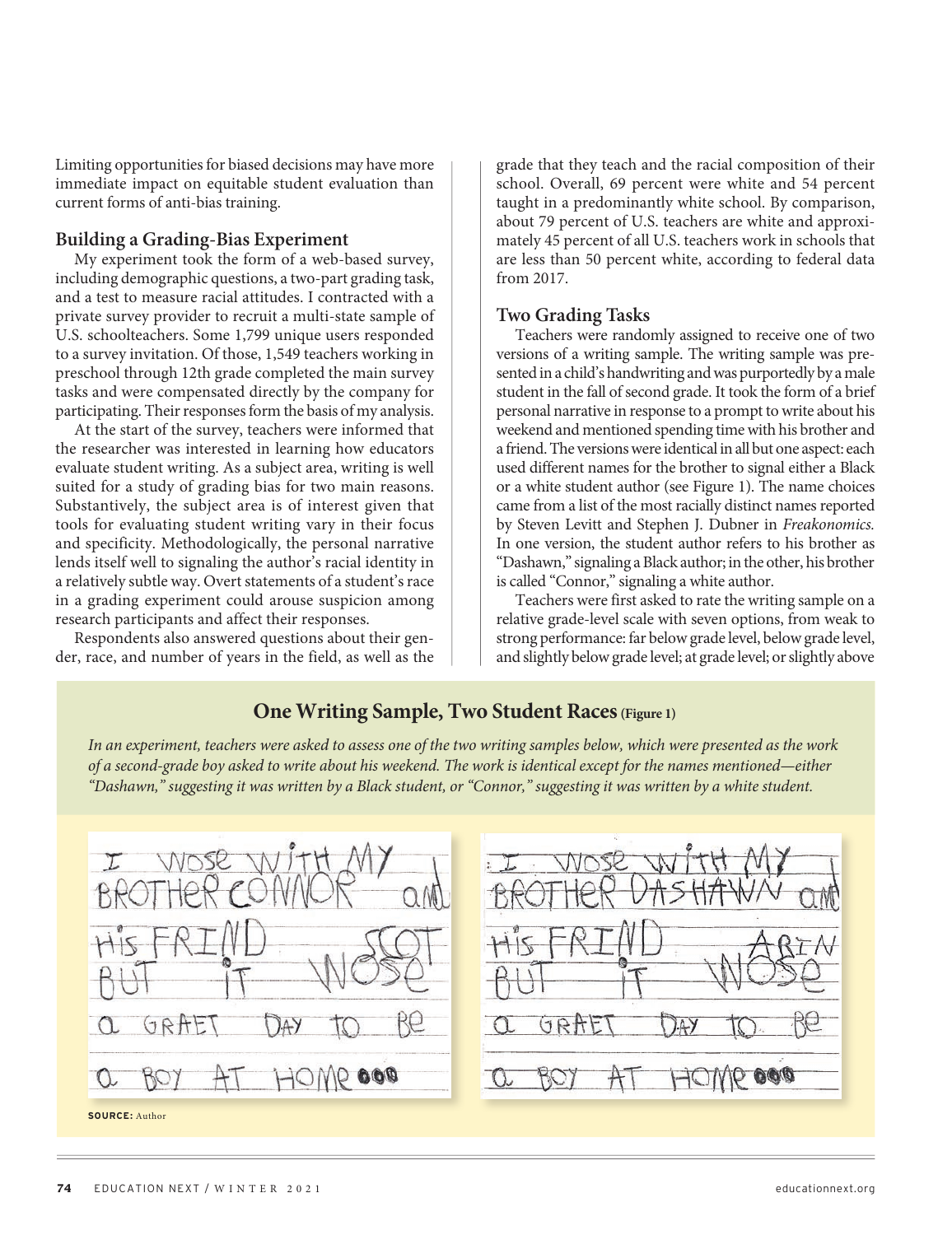Limiting opportunities for biased decisions may have more immediate impact on equitable student evaluation than current forms of anti-bias training.

### Building a Grading-Bias Experiment

My experiment took the form of a web-based survey, including demographic questions, a two-part grading task, and a test to measure racial attitudes. I contracted with a private survey provider to recruit a multi-state sample of U.S. schoolteachers. Some 1,799 unique users responded to a survey invitation. Of those, 1,549 teachers working in preschool through 12th grade completed the main survey tasks and were compensated directly by the company for participating. Their responses form the basis of my analysis.

At the start of the survey, teachers were informed that the researcher was interested in learning how educators evaluate student writing. As a subject area, writing is well suited for a study of grading bias for two main reasons. Substantively, the subject area is of interest given that tools for evaluating student writing vary in their focus and specificity. Methodologically, the personal narrative lends itself well to signaling the author's racial identity in a relatively subtle way. Overt statements of a student's race in a grading experiment could arouse suspicion among research participants and affect their responses.

Respondents also answered questions about their gender, race, and number of years in the field, as well as the grade that they teach and the racial composition of their school. Overall, 69 percent were white and 54 percent taught in a predominantly white school. By comparison, about 79 percent of U.S. teachers are white and approximately 45 percent of all U.S. teachers work in schools that are less than 50 percent white, according to federal data from 2017.

### Two Grading Tasks

Teachers were randomly assigned to receive one of two versions of a writing sample. The writing sample was presented in a child's handwriting and was purportedly by a male student in the fall of second grade. It took the form of a brief personal narrative in response to a prompt to write about his weekend and mentioned spending time with his brother and a friend. The versions were identical in all but one aspect: each used different names for the brother to signal either a Black or a white student author (see Figure 1). The name choices came from a list of the most racially distinct names reported by Steven Levitt and Stephen J. Dubner in *Freakonomics.* In one version, the student author refers to his brother as "Dashawn," signaling a Black author; in the other, his brother is called "Connor," signaling a white author.

Teachers were first asked to rate the writing sample on a relative grade-level scale with seven options, from weak to strong performance: far below grade level, below grade level, and slightly below grade level; at grade level; or slightly above

### One Writing Sample, Two Student Races (Figure 1)

*In an experiment, teachers were asked to assess one of the two writing samples below, which were presented as the work of a second-grade boy asked to write about his weekend. The work is identical except for the names mentioned—either "Dashawn," suggesting it was written by a Black student, or "Connor," suggesting it was written by a white student.*

I WOSE WITH MY BROTHER CONNOR AND HIS FRIND SCOT BUT IT WOSE A GRAET DAY TO BE A BOY AT HOME

I WOSE WITH MY BROTHER DASHAWN AND HIS FRIND ARIN BUT IT WOSE A GRAET DAY TO BE A BOY AT HOME

**SOURCE:** Author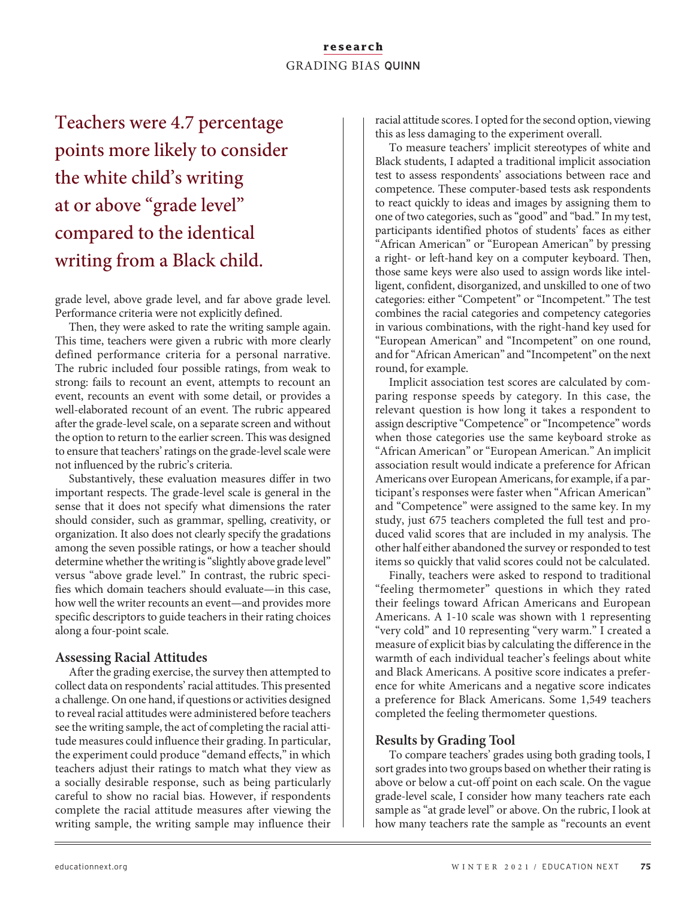> Teachers were 4.7 percentage points more likely to consider the white child's writing at or above "grade level" compared to the identical writing from a Black child.

grade level, above grade level, and far above grade level. Performance criteria were not explicitly defined.

Then, they were asked to rate the writing sample again. This time, teachers were given a rubric with more clearly defined performance criteria for a personal narrative. The rubric included four possible ratings, from weak to strong: fails to recount an event, attempts to recount an event, recounts an event with some detail, or provides a well-elaborated recount of an event. The rubric appeared after the grade-level scale, on a separate screen and without the option to return to the earlier screen. This was designed to ensure that teachers' ratings on the grade-level scale were not influenced by the rubric's criteria.

Substantively, these evaluation measures differ in two important respects. The grade-level scale is general in the sense that it does not specify what dimensions the rater should consider, such as grammar, spelling, creativity, or organization. It also does not clearly specify the gradations among the seven possible ratings, or how a teacher should determine whether the writing is "slightly above grade level" versus "above grade level." In contrast, the rubric specifies which domain teachers should evaluate—in this case, how well the writer recounts an event—and provides more specific descriptors to guide teachers in their rating choices along a four-point scale.

### Assessing Racial Attitudes

After the grading exercise, the survey then attempted to collect data on respondents' racial attitudes. This presented a challenge. On one hand, if questions or activities designed to reveal racial attitudes were administered before teachers see the writing sample, the act of completing the racial attitude measures could influence their grading. In particular, the experiment could produce "demand effects," in which teachers adjust their ratings to match what they view as a socially desirable response, such as being particularly careful to show no racial bias. However, if respondents complete the racial attitude measures after viewing the writing sample, the writing sample may influence their racial attitude scores. I opted for the second option, viewing this as less damaging to the experiment overall.

To measure teachers' implicit stereotypes of white and Black students, I adapted a traditional implicit association test to assess respondents' associations between race and competence. These computer-based tests ask respondents to react quickly to ideas and images by assigning them to one of two categories, such as "good" and "bad." In my test, participants identified photos of students' faces as either "African American" or "European American" by pressing a right- or left-hand key on a computer keyboard. Then, those same keys were also used to assign words like intelligent, confident, disorganized, and unskilled to one of two categories: either "Competent" or "Incompetent." The test combines the racial categories and competency categories in various combinations, with the right-hand key used for "European American" and "Incompetent" on one round, and for "African American" and "Incompetent" on the next round, for example.

Implicit association test scores are calculated by comparing response speeds by category. In this case, the relevant question is how long it takes a respondent to assign descriptive "Competence" or "Incompetence" words when those categories use the same keyboard stroke as "African American" or "European American." An implicit association result would indicate a preference for African Americans over European Americans, for example, if a participant's responses were faster when "African American" and "Competence" were assigned to the same key. In my study, just 675 teachers completed the full test and produced valid scores that are included in my analysis. The other half either abandoned the survey or responded to test items so quickly that valid scores could not be calculated.

Finally, teachers were asked to respond to traditional "feeling thermometer" questions in which they rated their feelings toward African Americans and European Americans. A 1-10 scale was shown with 1 representing "very cold" and 10 representing "very warm." I created a measure of explicit bias by calculating the difference in the warmth of each individual teacher's feelings about white and Black Americans. A positive score indicates a preference for white Americans and a negative score indicates a preference for Black Americans. Some 1,549 teachers completed the feeling thermometer questions.

### Results by Grading Tool

To compare teachers' grades using both grading tools, I sort grades into two groups based on whether their rating is above or below a cut-off point on each scale. On the vague grade-level scale, I consider how many teachers rate each sample as "at grade level" or above. On the rubric, I look at how many teachers rate the sample as "recounts an event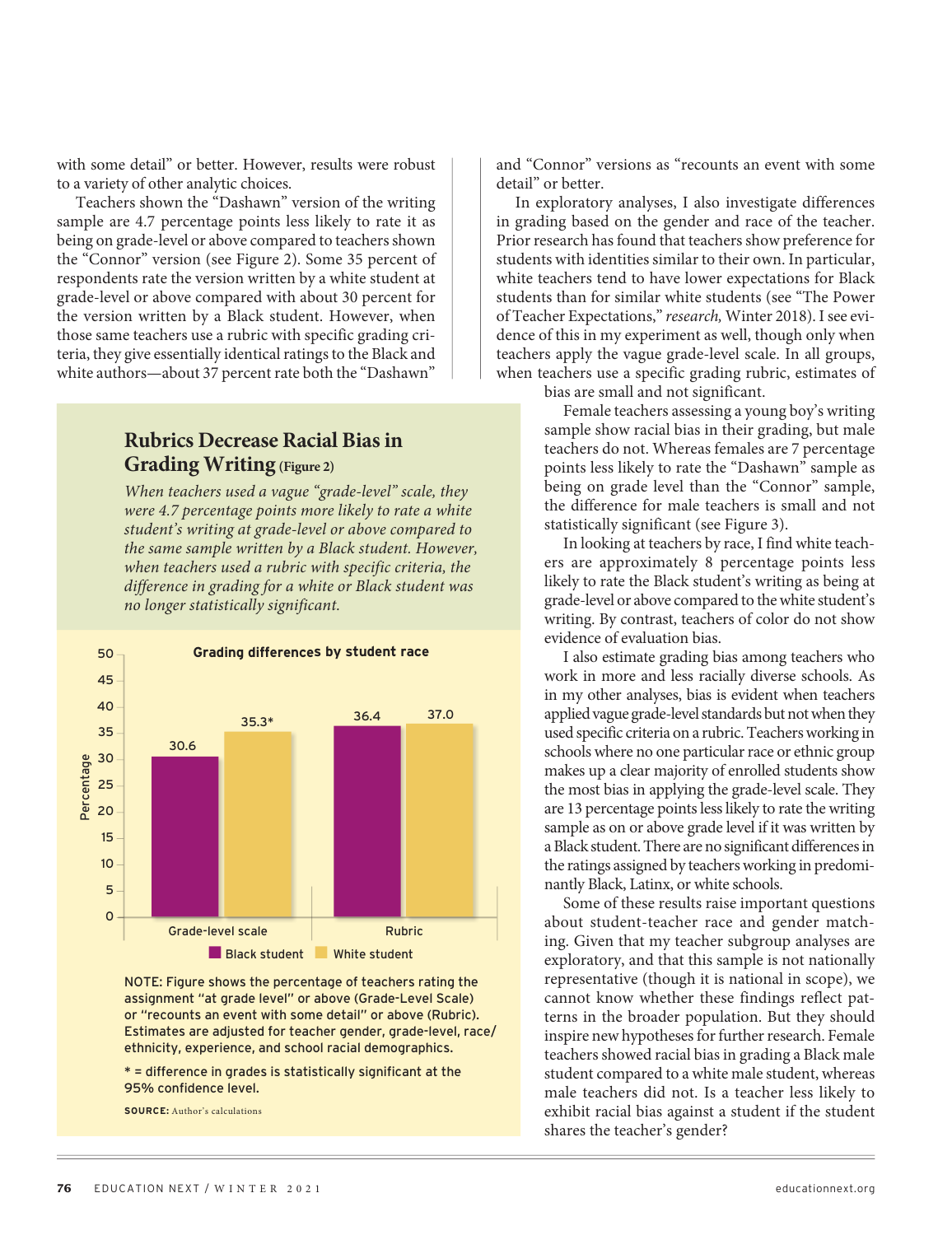with some detail" or better. However, results were robust to a variety of other analytic choices.

Teachers shown the "Dashawn" version of the writing sample are 4.7 percentage points less likely to rate it as being on grade-level or above compared to teachers shown the "Connor" version (see Figure 2). Some 35 percent of respondents rate the version written by a white student at grade-level or above compared with about 30 percent for the version written by a Black student. However, when those same teachers use a rubric with specific grading criteria, they give essentially identical ratings to the Black and white authors—about 37 percent rate both the "Dashawn" and "Connor" versions as "recounts an event with some detail" or better.

In exploratory analyses, I also investigate differences in grading based on the gender and race of the teacher. Prior research has found that teachers show preference for students with identities similar to their own. In particular, white teachers tend to have lower expectations for Black students than for similar white students (see "The Power of Teacher Expectations," *research,* Winter 2018). I see evidence of this in my experiment as well, though only when teachers apply the vague grade-level scale. In all groups, when teachers use a specific grading rubric, estimates of bias are small and not significant.

Female teachers assessing a young boy's writing sample show racial bias in their grading, but male teachers do not. Whereas females are 7 percentage points less likely to rate the "Dashawn" sample as being on grade level than the "Connor" sample, the difference for male teachers is small and not statistically significant (see Figure 3).

In looking at teachers by race, I find white teachers are approximately 8 percentage points less likely to rate the Black student's writing as being at grade-level or above compared to the white student's writing. By contrast, teachers of color do not show evidence of evaluation bias.

I also estimate grading bias among teachers who work in more and less racially diverse schools. As in my other analyses, bias is evident when teachers applied vague grade-level standards but not when they used specific criteria on a rubric. Teachers working in schools where no one particular race or ethnic group makes up a clear majority of enrolled students show the most bias in applying the grade-level scale. They are 13 percentage points less likely to rate the writing sample as on or above grade level if it was written by a Black student. There are no significant differences in the ratings assigned by teachers working in predominantly Black, Latinx, or white schools.

Some of these results raise important questions about student-teacher race and gender matching. Given that my teacher subgroup analyses are exploratory, and that this sample is not nationally representative (though it is national in scope), we cannot know whether these findings reflect patterns in the broader population. But they should inspire new hypotheses for further research. Female teachers showed racial bias in grading a Black male student compared to a white male student, whereas male teachers did not. Is a teacher less likely to exhibit racial bias against a student if the student shares the teacher's gender?

## Rubrics Decrease Racial Bias in Grading Writing (Figure 2)

*When teachers used a vague "grade-level" scale, they were 4.7 percentage points more likely to rate a white student's writing at grade-level or above compared to the same sample written by a Black student. However, when teachers used a rubric with specific criteria, the difference in grading for a white or Black student was no longer statistically significant.*

**Grading differences by student race** (Percentage)

| | Black student | White student |
|---|---|---|
| Grade-level scale | 30.6 | 35.3* |
| Rubric | 36.4 | 37.0 |

NOTE: Figure shows the percentage of teachers rating the assignment "at grade level" or above (Grade-Level Scale) or "recounts an event with some detail" or above (Rubric). Estimates are adjusted for teacher gender, grade-level, race/ethnicity, experience, and school racial demographics.

* = difference in grades is statistically significant at the 95% confidence level.

**SOURCE:** Author's calculations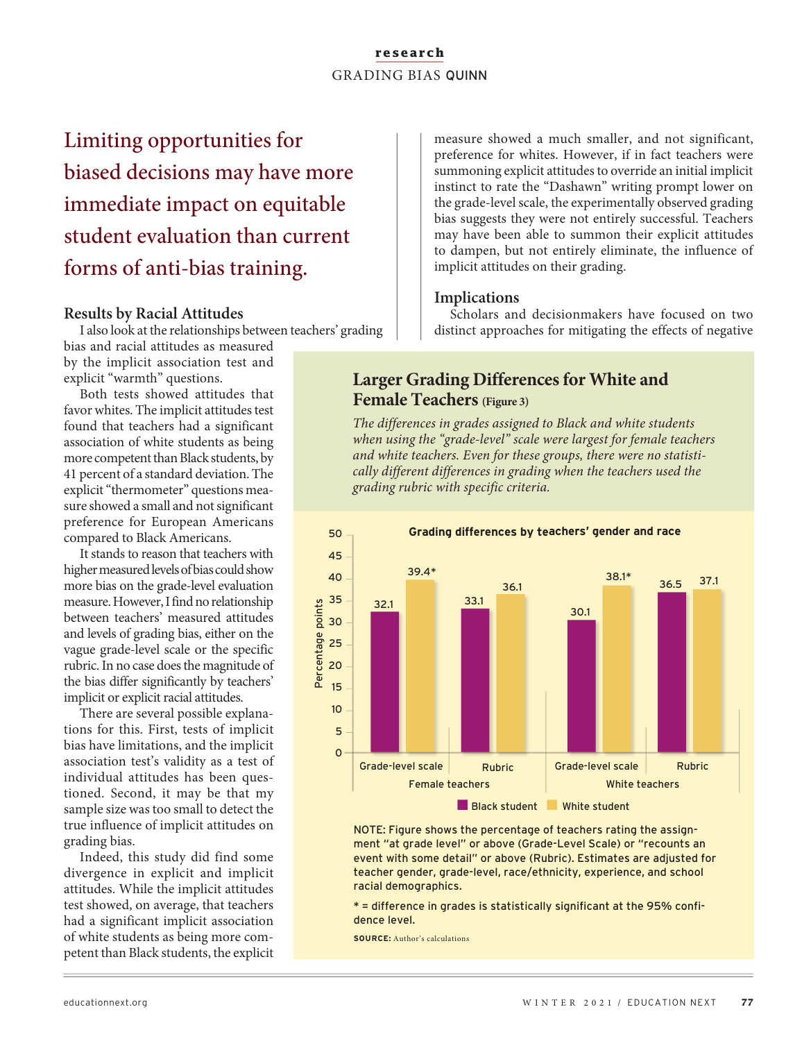## Limiting opportunities for biased decisions may have more immediate impact on equitable student evaluation than current forms of anti-bias training.

### Results by Racial Attitudes

I also look at the relationships between teachers' grading bias and racial attitudes as measured by the implicit association test and explicit "warmth" questions.

Both tests showed attitudes that favor whites. The implicit attitudes test found that teachers had a significant association of white students as being more competent than Black students, by 41 percent of a standard deviation. The explicit "thermometer" questions measure showed a small and not significant preference for European Americans compared to Black Americans.

It stands to reason that teachers with higher measured levels of bias could show more bias on the grade-level evaluation measure. However, I find no relationship between teachers' measured attitudes and levels of grading bias, either on the vague grade-level scale or the specific rubric. In no case does the magnitude of the bias differ significantly by teachers' implicit or explicit racial attitudes.

There are several possible explanations for this. First, tests of implicit bias have limitations, and the implicit association test's validity as a test of individual attitudes has been questioned. Second, it may be that my sample size was too small to detect the true influence of implicit attitudes on grading bias.

Indeed, this study did find some divergence in explicit and implicit attitudes. While the implicit attitudes test showed, on average, that teachers had a significant implicit association of white students as being more competent than Black students, the explicit measure showed a much smaller, and not significant, preference for whites. However, if in fact teachers were summoning explicit attitudes to override an initial implicit instinct to rate the "Dashawn" writing prompt lower on the grade-level scale, the experimentally observed grading bias suggests they were not entirely successful. Teachers may have been able to summon their explicit attitudes to dampen, but not entirely eliminate, the influence of implicit attitudes on their grading.

### Implications

Scholars and decisionmakers have focused on two distinct approaches for mitigating the effects of negative

### Larger Grading Differences for White and Female Teachers (Figure 3)

*The differences in grades assigned to Black and white students when using the "grade-level" scale were largest for female teachers and white teachers. Even for these groups, there were no statistically different differences in grading when the teachers used the grading rubric with specific criteria.*

**Grading differences by teachers' gender and race**

| Teachers | Measure | Black student | White student |
|---|---|---|---|
| Female teachers | Grade-level scale | 32.1 | 39.4* |
| Female teachers | Rubric | 33.1 | 36.1 |
| White teachers | Grade-level scale | 30.1 | 38.1* |
| White teachers | Rubric | 36.5 | 37.1 |

(Percentage points)

NOTE: Figure shows the percentage of teachers rating the assignment "at grade level" or above (Grade-Level Scale) or "recounts an event with some detail" or above (Rubric). Estimates are adjusted for teacher gender, grade-level, race/ethnicity, experience, and school racial demographics.

* = difference in grades is statistically significant at the 95% confidence level.

**SOURCE:** Author's calculations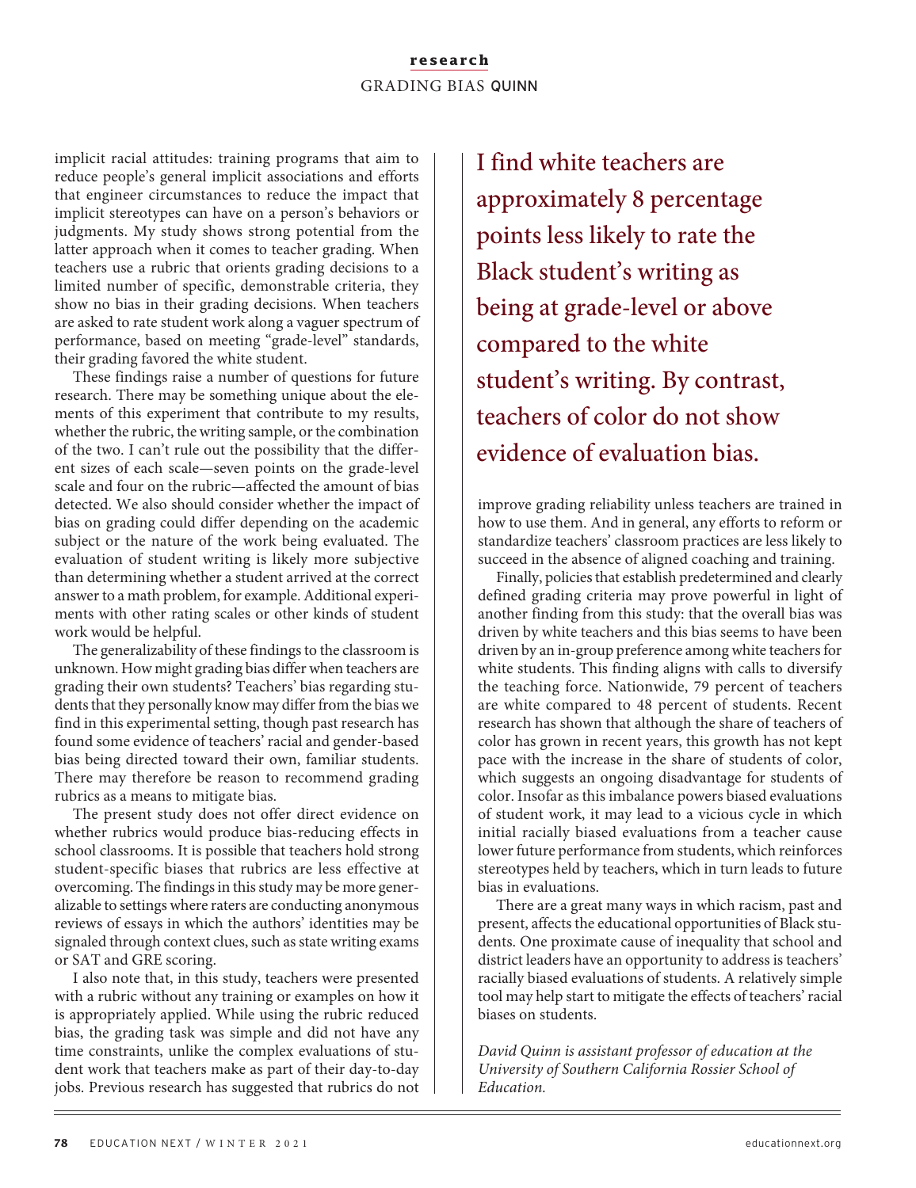implicit racial attitudes: training programs that aim to reduce people's general implicit associations and efforts that engineer circumstances to reduce the impact that implicit stereotypes can have on a person's behaviors or judgments. My study shows strong potential from the latter approach when it comes to teacher grading. When teachers use a rubric that orients grading decisions to a limited number of specific, demonstrable criteria, they show no bias in their grading decisions. When teachers are asked to rate student work along a vaguer spectrum of performance, based on meeting "grade-level" standards, their grading favored the white student.

These findings raise a number of questions for future research. There may be something unique about the elements of this experiment that contribute to my results, whether the rubric, the writing sample, or the combination of the two. I can't rule out the possibility that the different sizes of each scale—seven points on the grade-level scale and four on the rubric—affected the amount of bias detected. We also should consider whether the impact of bias on grading could differ depending on the academic subject or the nature of the work being evaluated. The evaluation of student writing is likely more subjective than determining whether a student arrived at the correct answer to a math problem, for example. Additional experiments with other rating scales or other kinds of student work would be helpful.

The generalizability of these findings to the classroom is unknown. How might grading bias differ when teachers are grading their own students? Teachers' bias regarding students that they personally know may differ from the bias we find in this experimental setting, though past research has found some evidence of teachers' racial and gender-based bias being directed toward their own, familiar students. There may therefore be reason to recommend grading rubrics as a means to mitigate bias.

The present study does not offer direct evidence on whether rubrics would produce bias-reducing effects in school classrooms. It is possible that teachers hold strong student-specific biases that rubrics are less effective at overcoming. The findings in this study may be more generalizable to settings where raters are conducting anonymous reviews of essays in which the authors' identities may be signaled through context clues, such as state writing exams or SAT and GRE scoring.

I also note that, in this study, teachers were presented with a rubric without any training or examples on how it is appropriately applied. While using the rubric reduced bias, the grading task was simple and did not have any time constraints, unlike the complex evaluations of student work that teachers make as part of their day-to-day jobs. Previous research has suggested that rubrics do not improve grading reliability unless teachers are trained in how to use them. And in general, any efforts to reform or standardize teachers' classroom practices are less likely to succeed in the absence of aligned coaching and training.

> I find white teachers are approximately 8 percentage points less likely to rate the Black student's writing as being at grade-level or above compared to the white student's writing. By contrast, teachers of color do not show evidence of evaluation bias.

Finally, policies that establish predetermined and clearly defined grading criteria may prove powerful in light of another finding from this study: that the overall bias was driven by white teachers and this bias seems to have been driven by an in-group preference among white teachers for white students. This finding aligns with calls to diversify the teaching force. Nationwide, 79 percent of teachers are white compared to 48 percent of students. Recent research has shown that although the share of teachers of color has grown in recent years, this growth has not kept pace with the increase in the share of students of color, which suggests an ongoing disadvantage for students of color. Insofar as this imbalance powers biased evaluations of student work, it may lead to a vicious cycle in which initial racially biased evaluations from a teacher cause lower future performance from students, which reinforces stereotypes held by teachers, which in turn leads to future bias in evaluations.

There are a great many ways in which racism, past and present, affects the educational opportunities of Black students. One proximate cause of inequality that school and district leaders have an opportunity to address is teachers' racially biased evaluations of students. A relatively simple tool may help start to mitigate the effects of teachers' racial biases on students.

*David Quinn is assistant professor of education at the University of Southern California Rossier School of Education.*